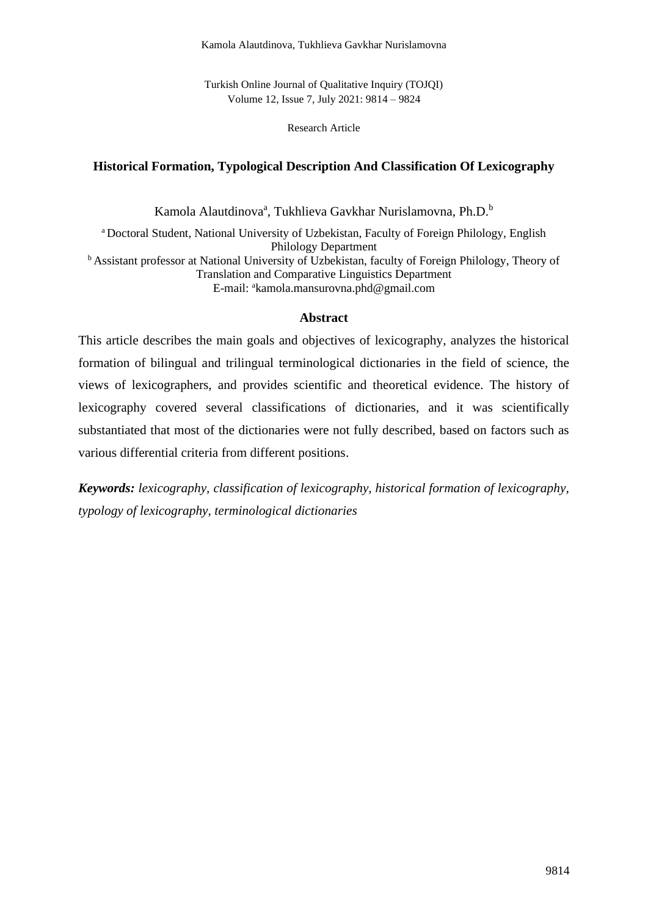Research Article

# Historical Formation, Typological Description And Classification Of Lexicography

Kamola Alautdinova[a], Tukhlieva Gavkhar Nurislamovna, Ph.D.[b]

[a] Doctoral Student, National University of Uzbekistan, Faculty of Foreign Philology, English Philology Department

[b] Assistant professor at National University of Uzbekistan, faculty of Foreign Philology, Theory of Translation and Comparative Linguistics Department

E-mail: [a]kamola.mansurovna.phd@gmail.com

## Abstract

This article describes the main goals and objectives of lexicography, analyzes the historical formation of bilingual and trilingual terminological dictionaries in the field of science, the views of lexicographers, and provides scientific and theoretical evidence. The history of lexicography covered several classifications of dictionaries, and it was scientifically substantiated that most of the dictionaries were not fully described, based on factors such as various differential criteria from different positions.

***Keywords:*** *lexicography, classification of lexicography, historical formation of lexicography, typology of lexicography, terminological dictionaries*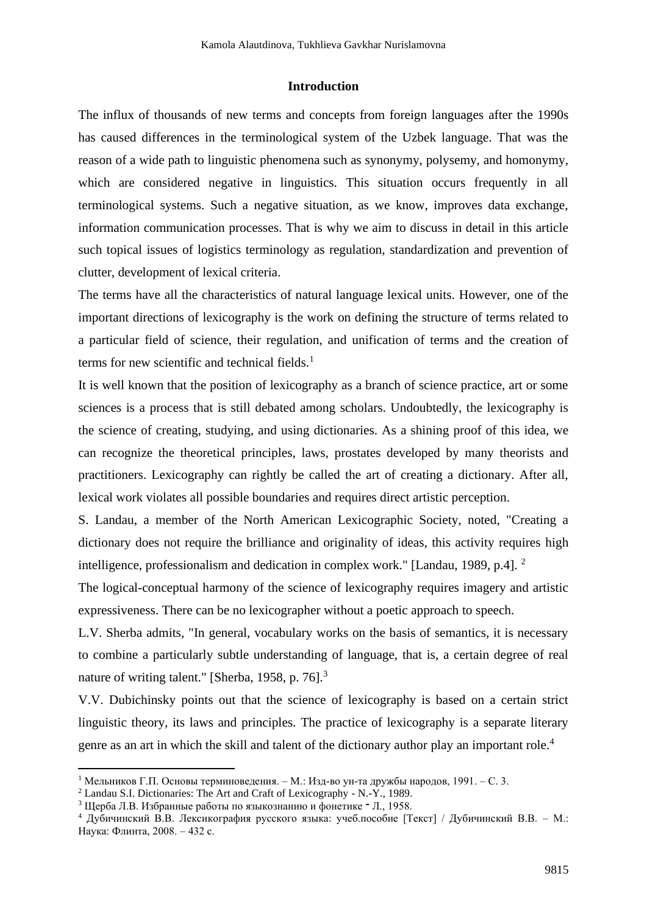## Introduction

The influx of thousands of new terms and concepts from foreign languages after the 1990s has caused differences in the terminological system of the Uzbek language. That was the reason of a wide path to linguistic phenomena such as synonymy, polysemy, and homonymy, which are considered negative in linguistics. This situation occurs frequently in all terminological systems. Such a negative situation, as we know, improves data exchange, information communication processes. That is why we aim to discuss in detail in this article such topical issues of logistics terminology as regulation, standardization and prevention of clutter, development of lexical criteria.

The terms have all the characteristics of natural language lexical units. However, one of the important directions of lexicography is the work on defining the structure of terms related to a particular field of science, their regulation, and unification of terms and the creation of terms for new scientific and technical fields.[1]

It is well known that the position of lexicography as a branch of science practice, art or some sciences is a process that is still debated among scholars. Undoubtedly, the lexicography is the science of creating, studying, and using dictionaries. As a shining proof of this idea, we can recognize the theoretical principles, laws, prostates developed by many theorists and practitioners. Lexicography can rightly be called the art of creating a dictionary. After all, lexical work violates all possible boundaries and requires direct artistic perception.

S. Landau, a member of the North American Lexicographic Society, noted, "Creating a dictionary does not require the brilliance and originality of ideas, this activity requires high intelligence, professionalism and dedication in complex work." [Landau, 1989, p.4]. [2]

The logical-conceptual harmony of the science of lexicography requires imagery and artistic expressiveness. There can be no lexicographer without a poetic approach to speech.

L.V. Sherba admits, "In general, vocabulary works on the basis of semantics, it is necessary to combine a particularly subtle understanding of language, that is, a certain degree of real nature of writing talent." [Sherba, 1958, p. 76].[3]

V.V. Dubichinsky points out that the science of lexicography is based on a certain strict linguistic theory, its laws and principles. The practice of lexicography is a separate literary genre as an art in which the skill and talent of the dictionary author play an important role.[4]

---

[1] Мельников Г.П. Основы терминоведения. – М.: Изд-во ун-та дружбы народов, 1991. – С. 3.

[2] Landau S.I. Dictionaries: The Art and Craft of Lexicography - N.-Y., 1989.

[3] Щерба Л.В. Избранные работы по языкознанию и фонетике - Л., 1958.

[4] Дубичинский В.В. Лексикография русского языка: учеб.пособие [Текст] / Дубичинский В.В. – М.: Наука: Флинта, 2008. – 432 с.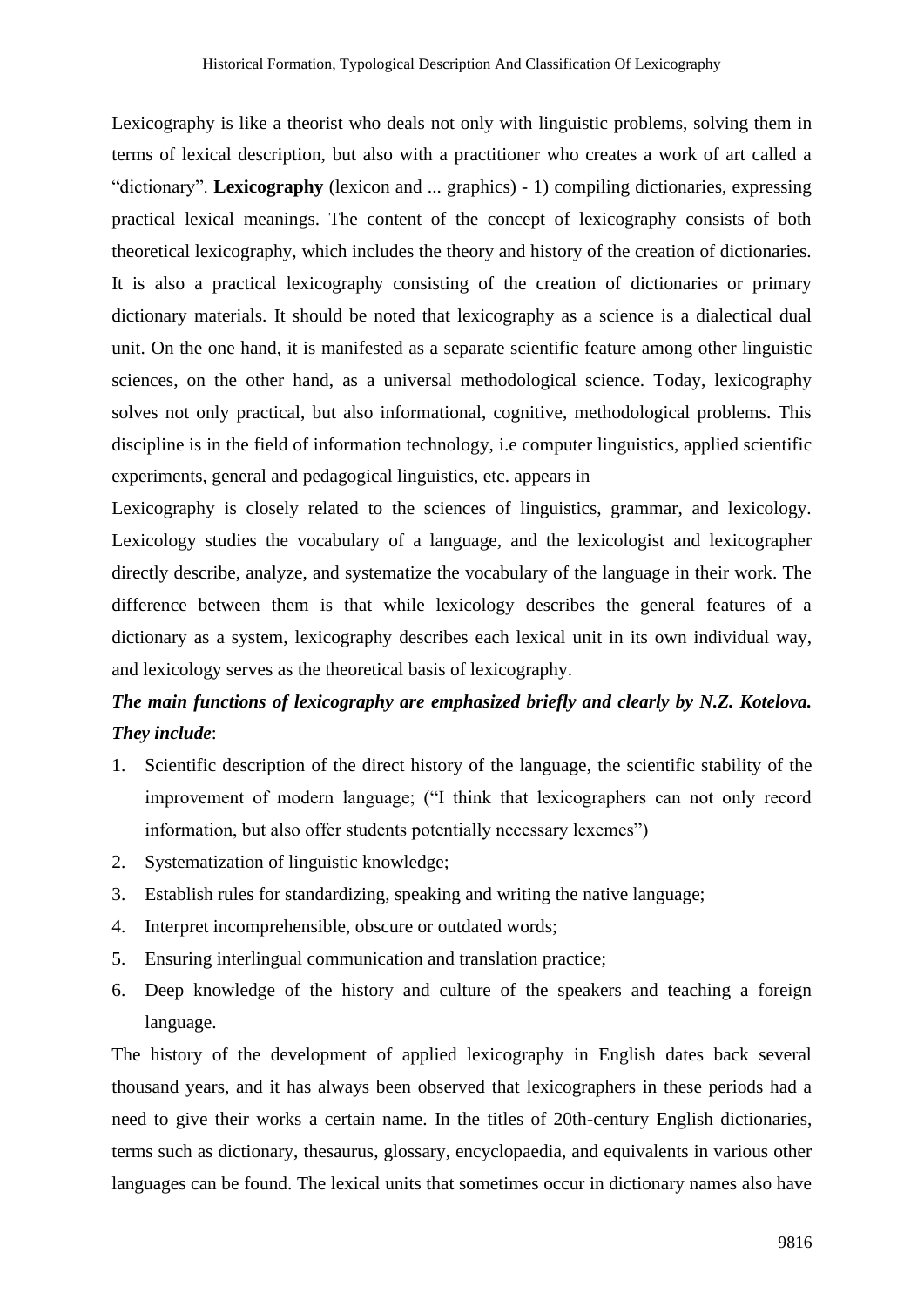Lexicography is like a theorist who deals not only with linguistic problems, solving them in terms of lexical description, but also with a practitioner who creates a work of art called a "dictionary". **Lexicography** (lexicon and ... graphics) - 1) compiling dictionaries, expressing practical lexical meanings. The content of the concept of lexicography consists of both theoretical lexicography, which includes the theory and history of the creation of dictionaries. It is also a practical lexicography consisting of the creation of dictionaries or primary dictionary materials. It should be noted that lexicography as a science is a dialectical dual unit. On the one hand, it is manifested as a separate scientific feature among other linguistic sciences, on the other hand, as a universal methodological science. Today, lexicography solves not only practical, but also informational, cognitive, methodological problems. This discipline is in the field of information technology, i.e computer linguistics, applied scientific experiments, general and pedagogical linguistics, etc. appears in

Lexicography is closely related to the sciences of linguistics, grammar, and lexicology. Lexicology studies the vocabulary of a language, and the lexicologist and lexicographer directly describe, analyze, and systematize the vocabulary of the language in their work. The difference between them is that while lexicology describes the general features of a dictionary as a system, lexicography describes each lexical unit in its own individual way, and lexicology serves as the theoretical basis of lexicography.

***The main functions of lexicography are emphasized briefly and clearly by N.Z. Kotelova. They include***:

1. Scientific description of the direct history of the language, the scientific stability of the improvement of modern language; ("I think that lexicographers can not only record information, but also offer students potentially necessary lexemes")
2. Systematization of linguistic knowledge;
3. Establish rules for standardizing, speaking and writing the native language;
4. Interpret incomprehensible, obscure or outdated words;
5. Ensuring interlingual communication and translation practice;
6. Deep knowledge of the history and culture of the speakers and teaching a foreign language.

The history of the development of applied lexicography in English dates back several thousand years, and it has always been observed that lexicographers in these periods had a need to give their works a certain name. In the titles of 20th-century English dictionaries, terms such as dictionary, thesaurus, glossary, encyclopaedia, and equivalents in various other languages can be found. The lexical units that sometimes occur in dictionary names also have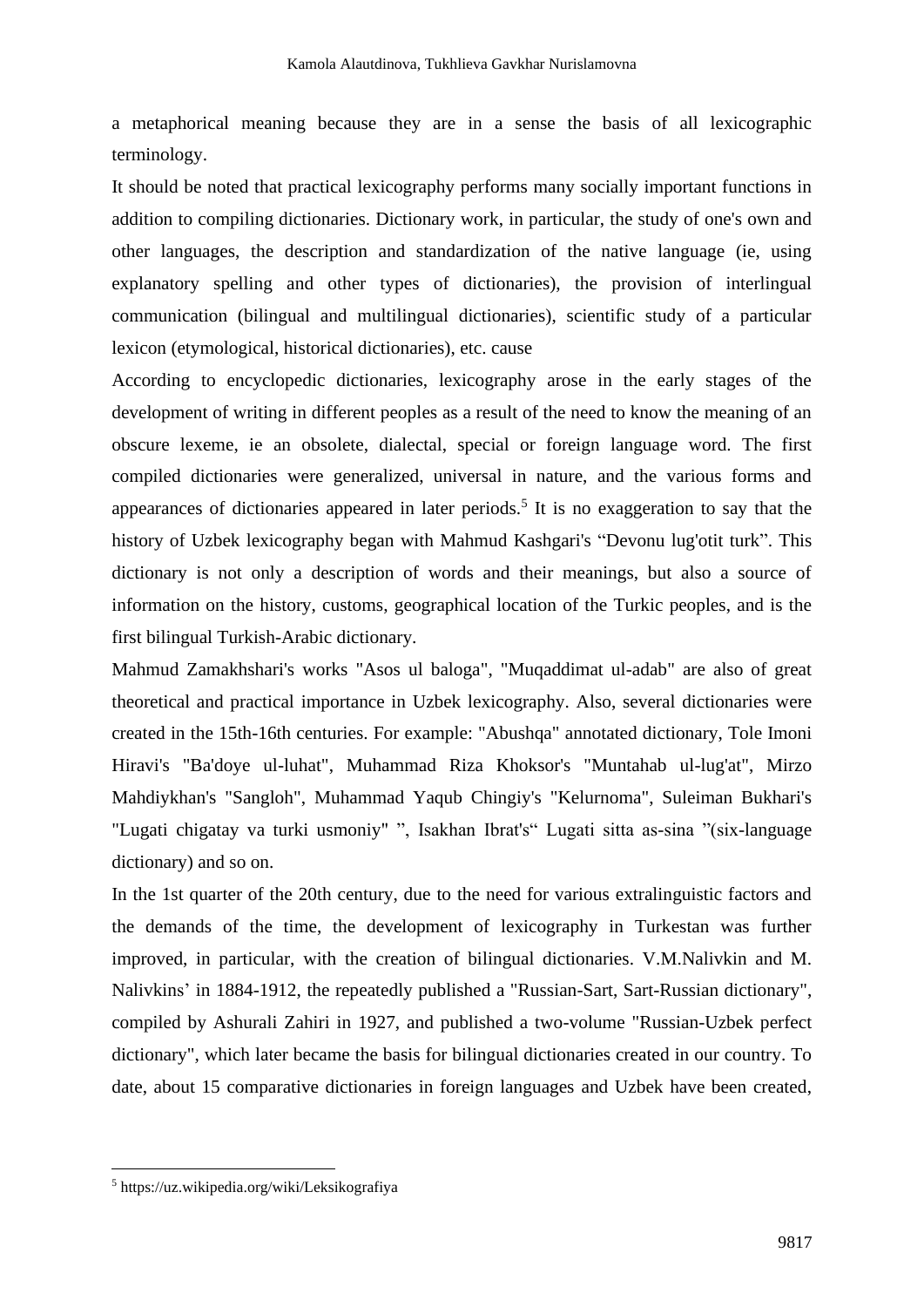a metaphorical meaning because they are in a sense the basis of all lexicographic terminology.

It should be noted that practical lexicography performs many socially important functions in addition to compiling dictionaries. Dictionary work, in particular, the study of one's own and other languages, the description and standardization of the native language (ie, using explanatory spelling and other types of dictionaries), the provision of interlingual communication (bilingual and multilingual dictionaries), scientific study of a particular lexicon (etymological, historical dictionaries), etc. cause

According to encyclopedic dictionaries, lexicography arose in the early stages of the development of writing in different peoples as a result of the need to know the meaning of an obscure lexeme, ie an obsolete, dialectal, special or foreign language word. The first compiled dictionaries were generalized, universal in nature, and the various forms and appearances of dictionaries appeared in later periods.[5] It is no exaggeration to say that the history of Uzbek lexicography began with Mahmud Kashgari's "Devonu lug'otit turk". This dictionary is not only a description of words and their meanings, but also a source of information on the history, customs, geographical location of the Turkic peoples, and is the first bilingual Turkish-Arabic dictionary.

Mahmud Zamakhshari's works "Asos ul baloga", "Muqaddimat ul-adab" are also of great theoretical and practical importance in Uzbek lexicography. Also, several dictionaries were created in the 15th-16th centuries. For example: "Abushqa" annotated dictionary, Tole Imoni Hiravi's "Ba'doye ul-luhat", Muhammad Riza Khoksor's "Muntahab ul-lug'at", Mirzo Mahdiykhan's "Sangloh", Muhammad Yaqub Chingiy's "Kelurnoma", Suleiman Bukhari's "Lugati chigatay va turki usmoniy" ", Isakhan Ibrat's" Lugati sitta as-sina "(six-language dictionary) and so on.

In the 1st quarter of the 20th century, due to the need for various extralinguistic factors and the demands of the time, the development of lexicography in Turkestan was further improved, in particular, with the creation of bilingual dictionaries. V.M.Nalivkin and M. Nalivkins' in 1884-1912, the repeatedly published a "Russian-Sart, Sart-Russian dictionary", compiled by Ashurali Zahiri in 1927, and published a two-volume "Russian-Uzbek perfect dictionary", which later became the basis for bilingual dictionaries created in our country. To date, about 15 comparative dictionaries in foreign languages and Uzbek have been created,

---

[5] https://uz.wikipedia.org/wiki/Leksikografiya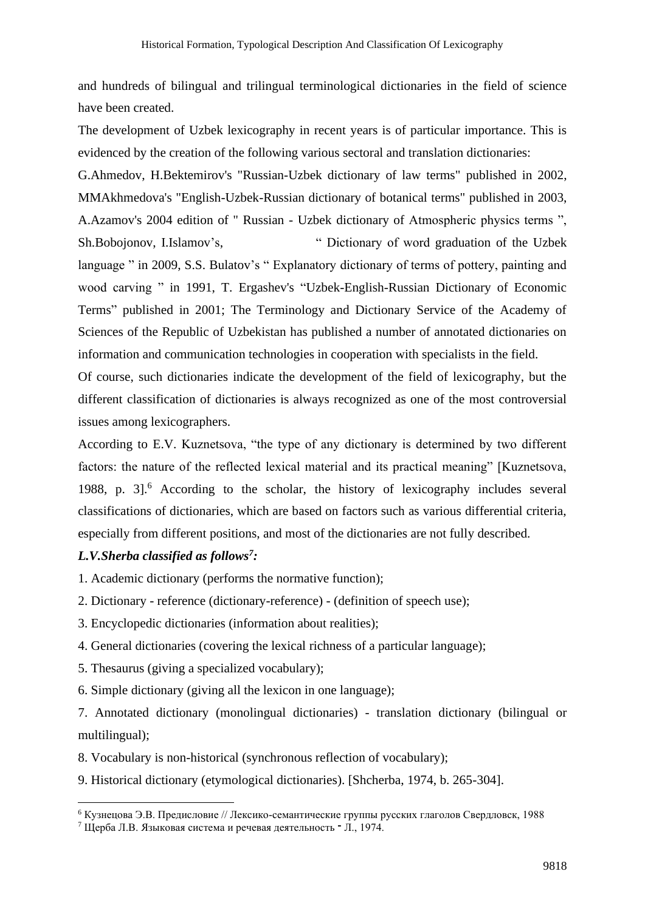and hundreds of bilingual and trilingual terminological dictionaries in the field of science have been created.

The development of Uzbek lexicography in recent years is of particular importance. This is evidenced by the creation of the following various sectoral and translation dictionaries:

G.Ahmedov, H.Bektemirov's "Russian-Uzbek dictionary of law terms" published in 2002, MMAkhmedova's "English-Uzbek-Russian dictionary of botanical terms" published in 2003, A.Azamov's 2004 edition of " Russian - Uzbek dictionary of Atmospheric physics terms ", Sh.Bobojonov, I.Islamov's, " Dictionary of word graduation of the Uzbek language " in 2009, S.S. Bulatov's " Explanatory dictionary of terms of pottery, painting and wood carving " in 1991, T. Ergashev's "Uzbek-English-Russian Dictionary of Economic Terms" published in 2001; The Terminology and Dictionary Service of the Academy of Sciences of the Republic of Uzbekistan has published a number of annotated dictionaries on information and communication technologies in cooperation with specialists in the field.

Of course, such dictionaries indicate the development of the field of lexicography, but the different classification of dictionaries is always recognized as one of the most controversial issues among lexicographers.

According to E.V. Kuznetsova, "the type of any dictionary is determined by two different factors: the nature of the reflected lexical material and its practical meaning" [Kuznetsova, 1988, p. 3].[6] According to the scholar, the history of lexicography includes several classifications of dictionaries, which are based on factors such as various differential criteria, especially from different positions, and most of the dictionaries are not fully described.

***L.V.Sherba classified as follows[7]:***

1. Academic dictionary (performs the normative function);
2. Dictionary - reference (dictionary-reference) - (definition of speech use);
3. Encyclopedic dictionaries (information about realities);
4. General dictionaries (covering the lexical richness of a particular language);
5. Thesaurus (giving a specialized vocabulary);
6. Simple dictionary (giving all the lexicon in one language);
7. Annotated dictionary (monolingual dictionaries) - translation dictionary (bilingual or multilingual);
8. Vocabulary is non-historical (synchronous reflection of vocabulary);
9. Historical dictionary (etymological dictionaries). [Shcherba, 1974, b. 265-304].

---

[6] Кузнецова Э.В. Предисловие // Лексико-семантические группы русских глаголов Свердловск, 1988

[7] Щерба Л.В. Языковая система и речевая деятельность - Л., 1974.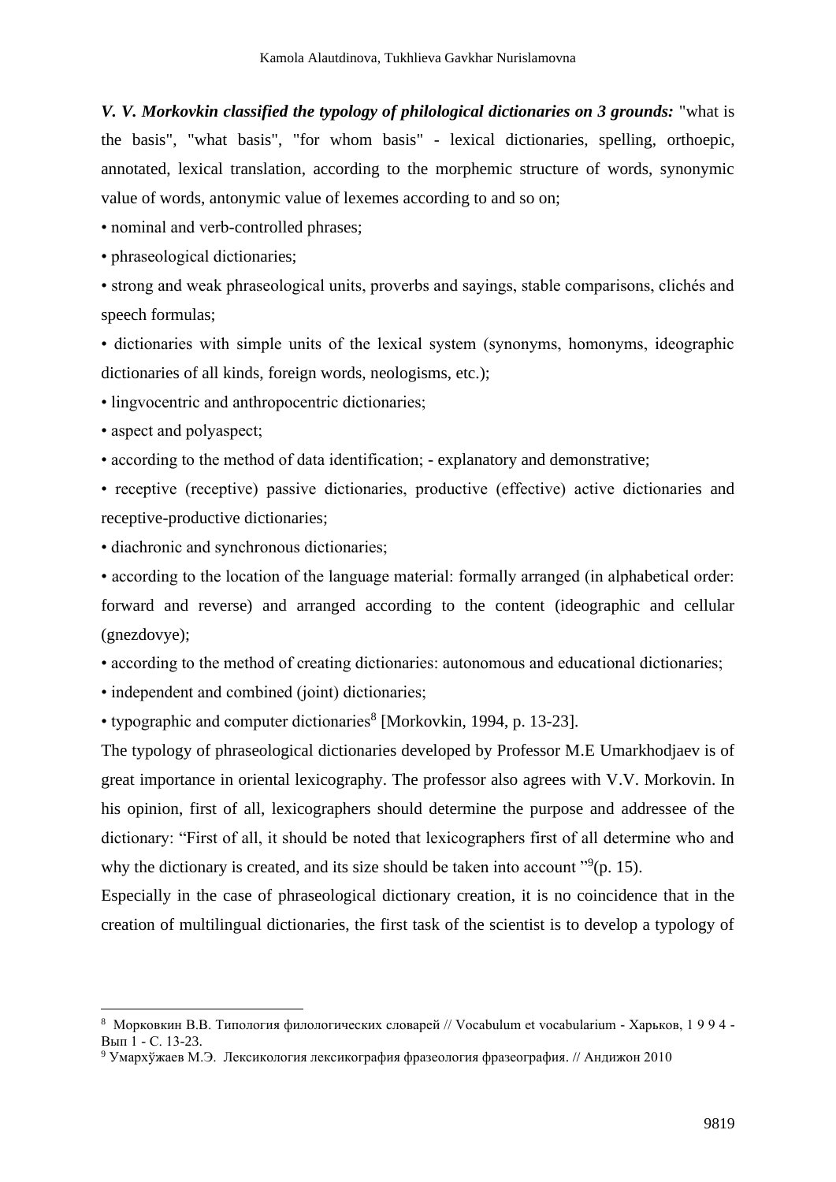***V. V. Morkovkin classified the typology of philological dictionaries on 3 grounds:*** "what is the basis", "what basis", "for whom basis" - lexical dictionaries, spelling, orthoepic, annotated, lexical translation, according to the morphemic structure of words, synonymic value of words, antonymic value of lexemes according to and so on;

- nominal and verb-controlled phrases;
- phraseological dictionaries;
- strong and weak phraseological units, proverbs and sayings, stable comparisons, clichés and speech formulas;
- dictionaries with simple units of the lexical system (synonyms, homonyms, ideographic dictionaries of all kinds, foreign words, neologisms, etc.);
- lingvocentric and anthropocentric dictionaries;
- aspect and polyaspect;
- according to the method of data identification; - explanatory and demonstrative;
- receptive (receptive) passive dictionaries, productive (effective) active dictionaries and receptive-productive dictionaries;
- diachronic and synchronous dictionaries;
- according to the location of the language material: formally arranged (in alphabetical order: forward and reverse) and arranged according to the content (ideographic and cellular (gnezdovye);
- according to the method of creating dictionaries: autonomous and educational dictionaries;
- independent and combined (joint) dictionaries;
- typographic and computer dictionaries[8] [Morkovkin, 1994, p. 13-23].

The typology of phraseological dictionaries developed by Professor M.E Umarkhodjaev is of great importance in oriental lexicography. The professor also agrees with V.V. Morkovin. In his opinion, first of all, lexicographers should determine the purpose and addressee of the dictionary: "First of all, it should be noted that lexicographers first of all determine who and why the dictionary is created, and its size should be taken into account "[9](p. 15).

Especially in the case of phraseological dictionary creation, it is no coincidence that in the creation of multilingual dictionaries, the first task of the scientist is to develop a typology of

---

[8] Морковкин В.В. Типология филологических словарей // Vocabulum et vocabularium - Харьков, 1 9 9 4 - Вып 1 - С. 13-23.

[9] Умархўжаев М.Э. Лексикология лексикография фразеология фразеография. // Андижон 2010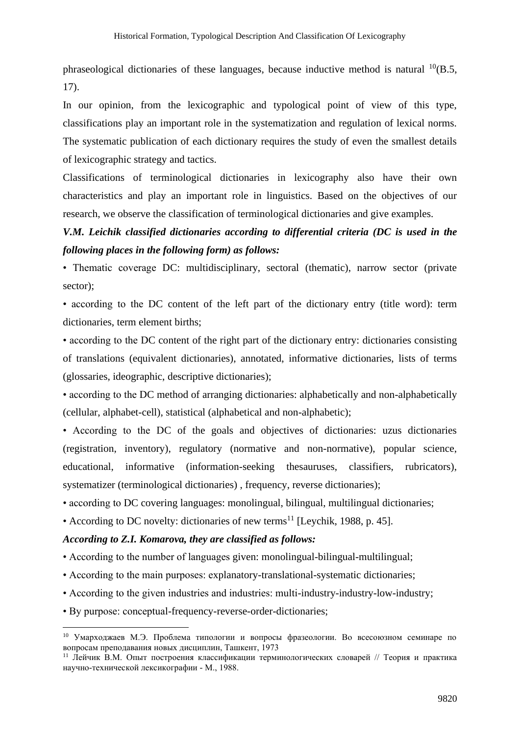phraseological dictionaries of these languages, because inductive method is natural [10](B.5, 17).

In our opinion, from the lexicographic and typological point of view of this type, classifications play an important role in the systematization and regulation of lexical norms. The systematic publication of each dictionary requires the study of even the smallest details of lexicographic strategy and tactics.

Classifications of terminological dictionaries in lexicography also have their own characteristics and play an important role in linguistics. Based on the objectives of our research, we observe the classification of terminological dictionaries and give examples.

***V.M. Leichik classified dictionaries according to differential criteria (DC is used in the following places in the following form) as follows:***

- Thematic coverage DC: multidisciplinary, sectoral (thematic), narrow sector (private sector);
- according to the DC content of the left part of the dictionary entry (title word): term dictionaries, term element births;
- according to the DC content of the right part of the dictionary entry: dictionaries consisting of translations (equivalent dictionaries), annotated, informative dictionaries, lists of terms (glossaries, ideographic, descriptive dictionaries);
- according to the DC method of arranging dictionaries: alphabetically and non-alphabetically (cellular, alphabet-cell), statistical (alphabetical and non-alphabetic);
- According to the DC of the goals and objectives of dictionaries: uzus dictionaries (registration, inventory), regulatory (normative and non-normative), popular science, educational, informative (information-seeking thesauruses, classifiers, rubricators), systematizer (terminological dictionaries) , frequency, reverse dictionaries);
- according to DC covering languages: monolingual, bilingual, multilingual dictionaries;
- According to DC novelty: dictionaries of new terms[11] [Leychik, 1988, p. 45].

***According to Z.I. Komarova, they are classified as follows:***

- According to the number of languages given: monolingual-bilingual-multilingual;
- According to the main purposes: explanatory-translational-systematic dictionaries;
- According to the given industries and industries: multi-industry-industry-low-industry;
- By purpose: conceptual-frequency-reverse-order-dictionaries;

---

[10] Умарходжаев М.Э. Проблема типологии и вопросы фразеологии. Во всесоюзном семинаре по вопросам преподавания новых дисциплин, Ташкент, 1973

[11] Лейчик В.М. Опыт построения классификации терминологических словарей // Теория и практика научно-технической лексикографии - М., 1988.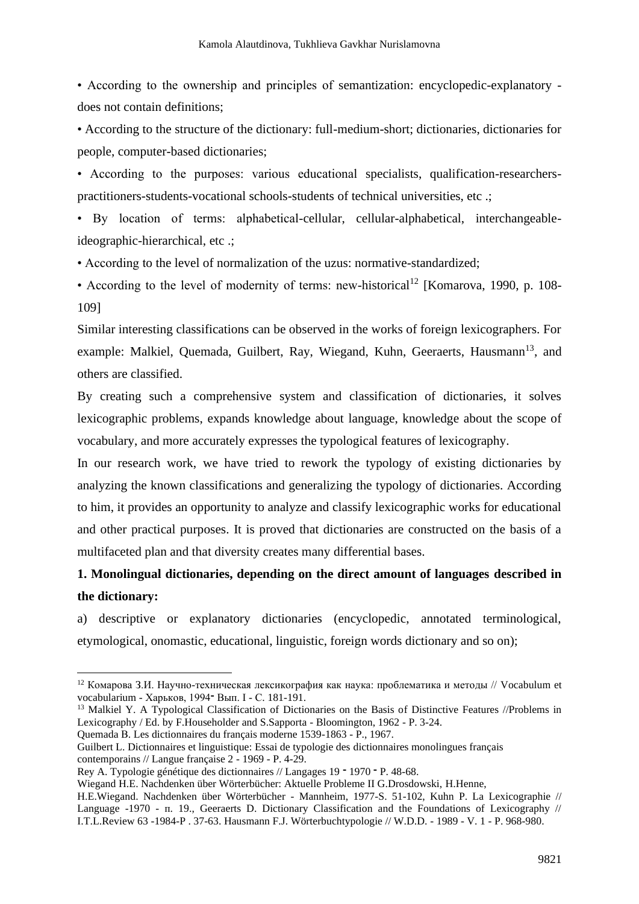• According to the ownership and principles of semantization: encyclopedic-explanatory - does not contain definitions;

• According to the structure of the dictionary: full-medium-short; dictionaries, dictionaries for people, computer-based dictionaries;

• According to the purposes: various educational specialists, qualification-researchers-practitioners-students-vocational schools-students of technical universities, etc .;

• By location of terms: alphabetical-cellular, cellular-alphabetical, interchangeable-ideographic-hierarchical, etc .;

• According to the level of normalization of the uzus: normative-standardized;

• According to the level of modernity of terms: new-historical[12] [Komarova, 1990, p. 108-109]

Similar interesting classifications can be observed in the works of foreign lexicographers. For example: Malkiel, Quemada, Guilbert, Ray, Wiegand, Kuhn, Geeraerts, Hausmann[13], and others are classified.

By creating such a comprehensive system and classification of dictionaries, it solves lexicographic problems, expands knowledge about language, knowledge about the scope of vocabulary, and more accurately expresses the typological features of lexicography.

In our research work, we have tried to rework the typology of existing dictionaries by analyzing the known classifications and generalizing the typology of dictionaries. According to him, it provides an opportunity to analyze and classify lexicographic works for educational and other practical purposes. It is proved that dictionaries are constructed on the basis of a multifaceted plan and that diversity creates many differential bases.

**1. Monolingual dictionaries, depending on the direct amount of languages described in the dictionary:**

a) descriptive or explanatory dictionaries (encyclopedic, annotated terminological, etymological, onomastic, educational, linguistic, foreign words dictionary and so on);

---

[12] Комарова З.И. Научно-техническая лексикография как наука: проблематика и методы // Vocabulum et vocabularium - Харьков, 1994- Вып. I - С. 181-191.

[13] Malkiel Y. A Typological Classification of Dictionaries on the Basis of Distinctive Features //Problems in Lexicography / Ed. by F.Householder and S.Sapporta - Bloomington, 1962 - P. 3-24.

Quemada B. Les dictionnaires du français moderne 1539-1863 - P., 1967.

Guilbert L. Dictionnaires et linguistique: Essai de typologie des dictionnaires monolingues français contemporains // Langue française 2 - 1969 - P. 4-29.

Rey A. Typologie génétique des dictionnaires // Langages 19 - 1970 - P. 48-68.

Wiegand H.E. Nachdenken über Wörterbücher: Aktuelle Probleme II G.Drosdowski, H.Henne,

H.E.Wiegand. Nachdenken über Wörterbücher - Mannheim, 1977-S. 51-102, Kuhn P. La Lexicographie // Language -1970 - п. 19., Geeraerts D. Dictionary Classification and the Foundations of Lexicography // I.T.L.Review 63 -1984-P . 37-63. Hausmann F.J. Wörterbuchtypologie // W.D.D. - 1989 - V. 1 - P. 968-980.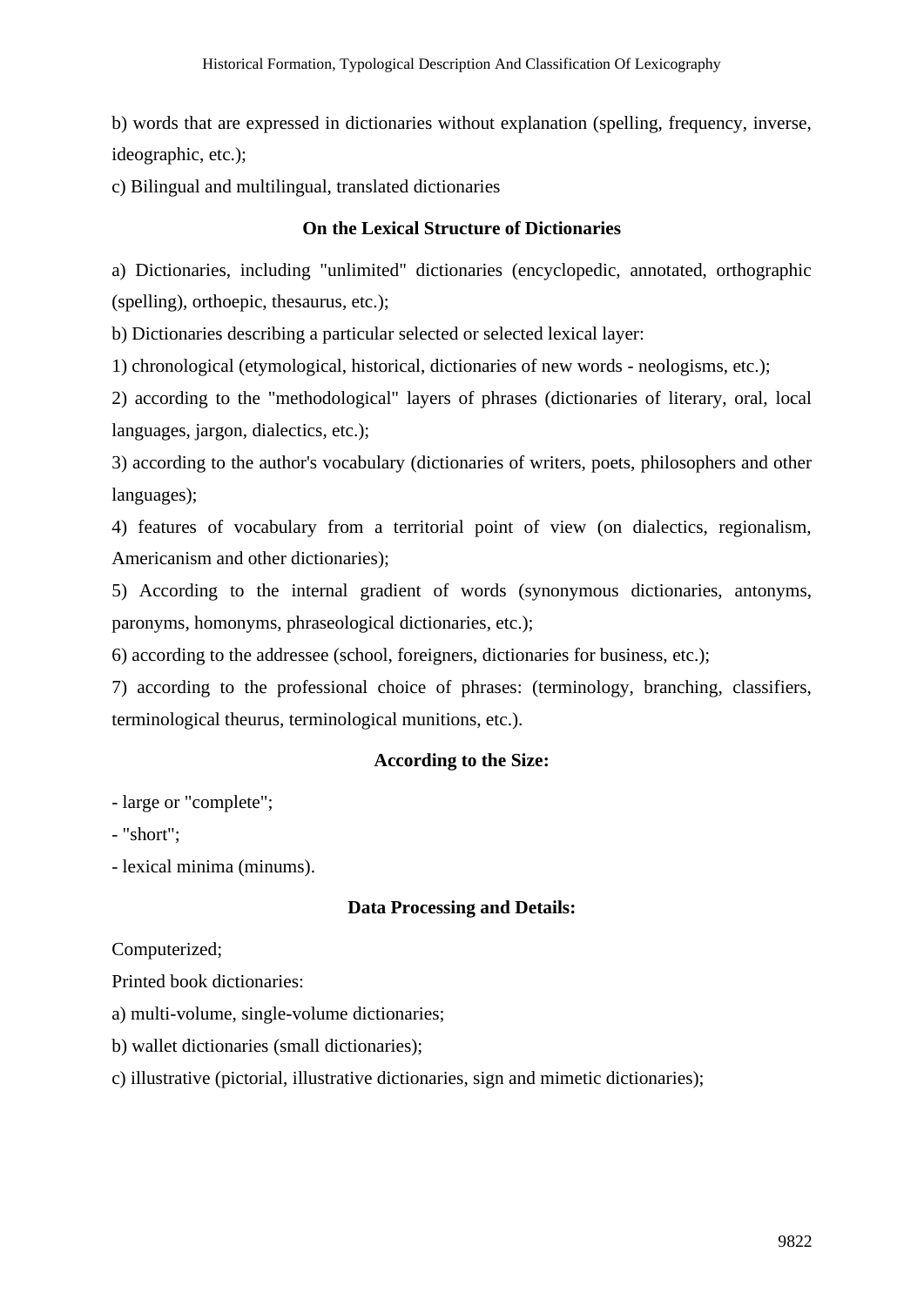b) words that are expressed in dictionaries without explanation (spelling, frequency, inverse, ideographic, etc.);

c) Bilingual and multilingual, translated dictionaries

### On the Lexical Structure of Dictionaries

a) Dictionaries, including "unlimited" dictionaries (encyclopedic, annotated, orthographic (spelling), orthoepic, thesaurus, etc.);

b) Dictionaries describing a particular selected or selected lexical layer:

1) chronological (etymological, historical, dictionaries of new words - neologisms, etc.);

2) according to the "methodological" layers of phrases (dictionaries of literary, oral, local languages, jargon, dialectics, etc.);

3) according to the author's vocabulary (dictionaries of writers, poets, philosophers and other languages);

4) features of vocabulary from a territorial point of view (on dialectics, regionalism, Americanism and other dictionaries);

5) According to the internal gradient of words (synonymous dictionaries, antonyms, paronyms, homonyms, phraseological dictionaries, etc.);

6) according to the addressee (school, foreigners, dictionaries for business, etc.);

7) according to the professional choice of phrases: (terminology, branching, classifiers, terminological theurus, terminological munitions, etc.).

### According to the Size:

- large or "complete";
- "short";
- lexical minima (minums).

### Data Processing and Details:

Computerized;

Printed book dictionaries:

a) multi-volume, single-volume dictionaries;

b) wallet dictionaries (small dictionaries);

c) illustrative (pictorial, illustrative dictionaries, sign and mimetic dictionaries);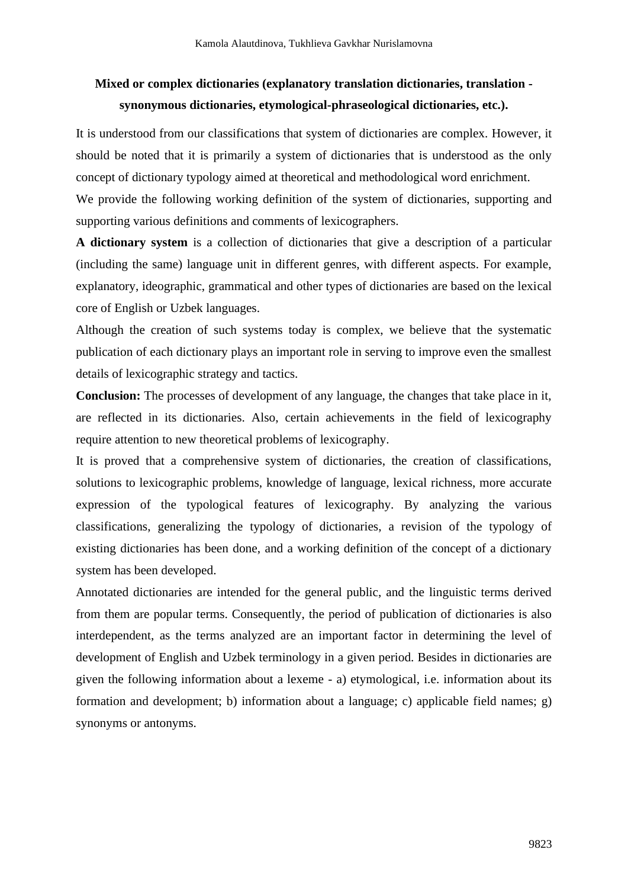**Mixed or complex dictionaries (explanatory translation dictionaries, translation - synonymous dictionaries, etymological-phraseological dictionaries, etc.).**

It is understood from our classifications that system of dictionaries are complex. However, it should be noted that it is primarily a system of dictionaries that is understood as the only concept of dictionary typology aimed at theoretical and methodological word enrichment.

We provide the following working definition of the system of dictionaries, supporting and supporting various definitions and comments of lexicographers.

**A dictionary system** is a collection of dictionaries that give a description of a particular (including the same) language unit in different genres, with different aspects. For example, explanatory, ideographic, grammatical and other types of dictionaries are based on the lexical core of English or Uzbek languages.

Although the creation of such systems today is complex, we believe that the systematic publication of each dictionary plays an important role in serving to improve even the smallest details of lexicographic strategy and tactics.

**Conclusion:** The processes of development of any language, the changes that take place in it, are reflected in its dictionaries. Also, certain achievements in the field of lexicography require attention to new theoretical problems of lexicography.

It is proved that a comprehensive system of dictionaries, the creation of classifications, solutions to lexicographic problems, knowledge of language, lexical richness, more accurate expression of the typological features of lexicography. By analyzing the various classifications, generalizing the typology of dictionaries, a revision of the typology of existing dictionaries has been done, and a working definition of the concept of a dictionary system has been developed.

Annotated dictionaries are intended for the general public, and the linguistic terms derived from them are popular terms. Consequently, the period of publication of dictionaries is also interdependent, as the terms analyzed are an important factor in determining the level of development of English and Uzbek terminology in a given period. Besides in dictionaries are given the following information about a lexeme - a) etymological, i.e. information about its formation and development; b) information about a language; c) applicable field names; g) synonyms or antonyms.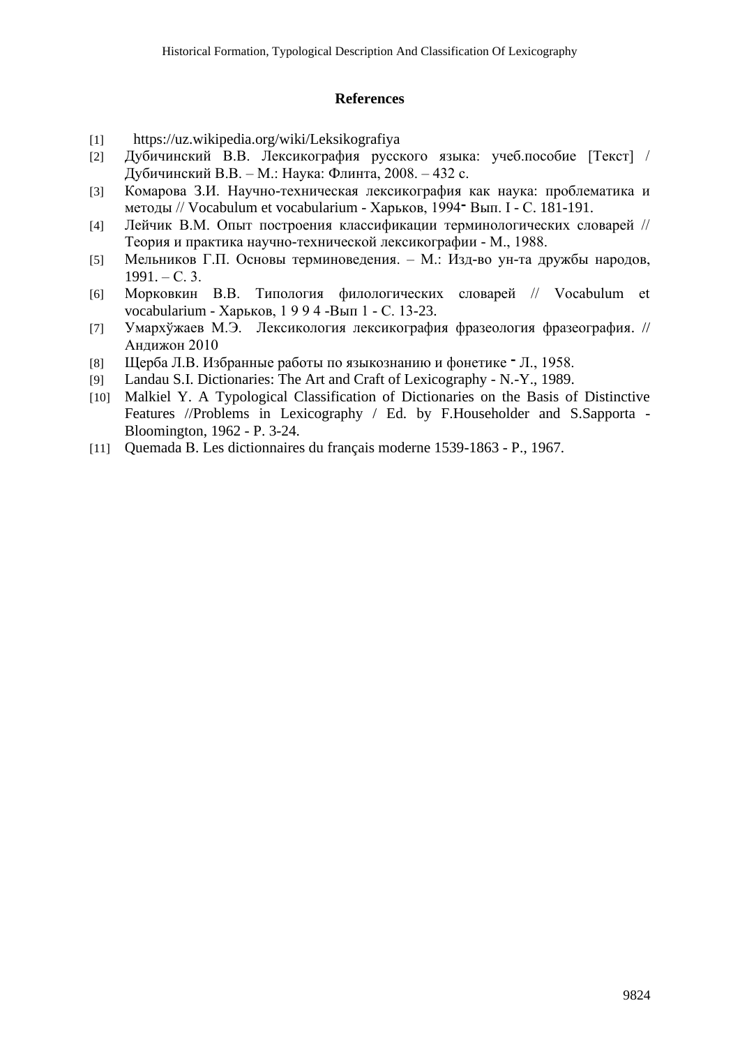**References**

[1] https://uz.wikipedia.org/wiki/Leksikografiya

[2] Дубичинский В.В. Лексикография русского языка: учеб.пособие [Текст] / Дубичинский В.В. – М.: Наука: Флинта, 2008. – 432 с.

[3] Комарова З.И. Научно-техническая лексикография как наука: проблематика и методы // Vocabulum et vocabularium - Харьков, 1994- Вып. I - С. 181-191.

[4] Лейчик В.М. Опыт построения классификации терминологических словарей // Теория и практика научно-технической лексикографии - М., 1988.

[5] Мельников Г.П. Основы терминоведения. – М.: Изд-во ун-та дружбы народов, 1991. – С. 3.

[6] Морковкин В.В. Типология филологических словарей // Vocabulum et vocabularium - Харьков, 1 9 9 4 -Вып 1 - С. 13-23.

[7] Умархўжаев М.Э. Лексикология лексикография фразеология фразеография. // Андижон 2010

[8] Щерба Л.В. Избранные работы по языкознанию и фонетике - Л., 1958.

[9] Landau S.I. Dictionaries: The Art and Craft of Lexicography - N.-Y., 1989.

[10] Malkiel Y. A Typological Classification of Dictionaries on the Basis of Distinctive Features //Problems in Lexicography / Ed. by F.Householder and S.Sapporta - Bloomington, 1962 - P. 3-24.

[11] Quemada B. Les dictionnaires du français moderne 1539-1863 - P., 1967.